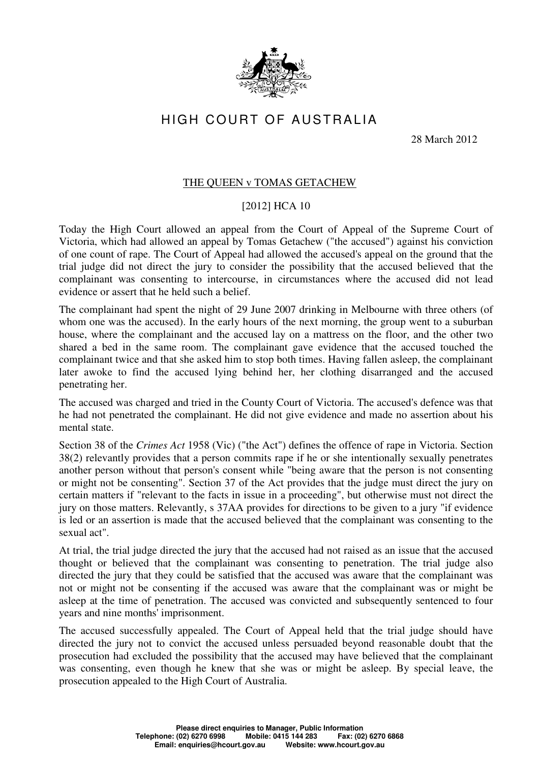# HIGH COURT OF AUSTRALIA

28 March 2012

## THE QUEEN v TOMAS GETACHEW

[2012] HCA 10

Today the High Court allowed an appeal from the Court of Appeal of the Supreme Court of Victoria, which had allowed an appeal by Tomas Getachew ("the accused") against his conviction of one count of rape. The Court of Appeal had allowed the accused's appeal on the ground that the trial judge did not direct the jury to consider the possibility that the accused believed that the complainant was consenting to intercourse, in circumstances where the accused did not lead evidence or assert that he held such a belief.

The complainant had spent the night of 29 June 2007 drinking in Melbourne with three others (of whom one was the accused). In the early hours of the next morning, the group went to a suburban house, where the complainant and the accused lay on a mattress on the floor, and the other two shared a bed in the same room. The complainant gave evidence that the accused touched the complainant twice and that she asked him to stop both times. Having fallen asleep, the complainant later awoke to find the accused lying behind her, her clothing disarranged and the accused penetrating her.

The accused was charged and tried in the County Court of Victoria. The accused's defence was that he had not penetrated the complainant. He did not give evidence and made no assertion about his mental state.

Section 38 of the *Crimes Act* 1958 (Vic) ("the Act") defines the offence of rape in Victoria. Section 38(2) relevantly provides that a person commits rape if he or she intentionally sexually penetrates another person without that person's consent while "being aware that the person is not consenting or might not be consenting". Section 37 of the Act provides that the judge must direct the jury on certain matters if "relevant to the facts in issue in a proceeding", but otherwise must not direct the jury on those matters. Relevantly, s 37AA provides for directions to be given to a jury "if evidence is led or an assertion is made that the accused believed that the complainant was consenting to the sexual act".

At trial, the trial judge directed the jury that the accused had not raised as an issue that the accused thought or believed that the complainant was consenting to penetration. The trial judge also directed the jury that they could be satisfied that the accused was aware that the complainant was not or might not be consenting if the accused was aware that the complainant was or might be asleep at the time of penetration. The accused was convicted and subsequently sentenced to four years and nine months' imprisonment.

The accused successfully appealed. The Court of Appeal held that the trial judge should have directed the jury not to convict the accused unless persuaded beyond reasonable doubt that the prosecution had excluded the possibility that the accused may have believed that the complainant was consenting, even though he knew that she was or might be asleep. By special leave, the prosecution appealed to the High Court of Australia.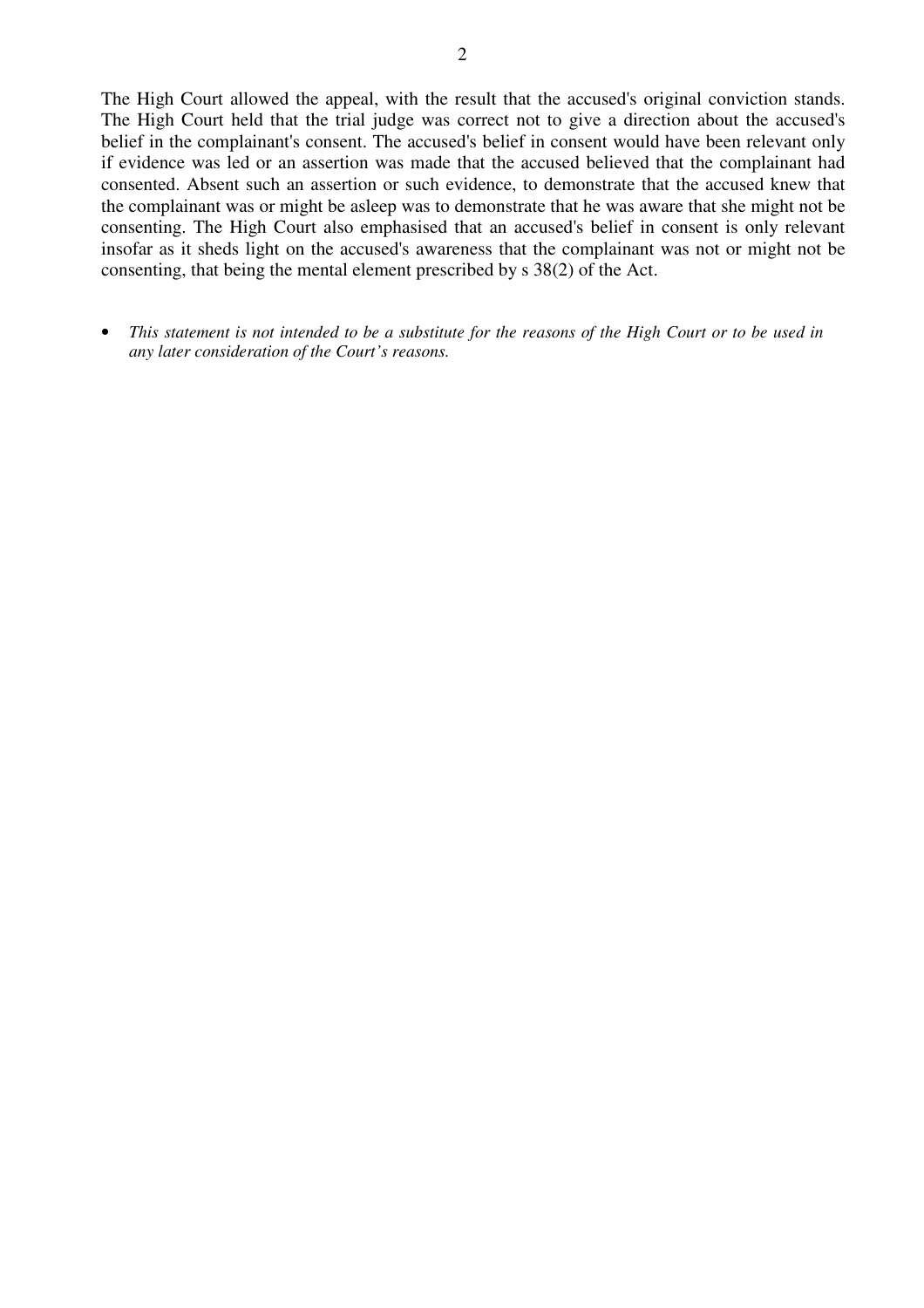The High Court allowed the appeal, with the result that the accused's original conviction stands. The High Court held that the trial judge was correct not to give a direction about the accused's belief in the complainant's consent. The accused's belief in consent would have been relevant only if evidence was led or an assertion was made that the accused believed that the complainant had consented. Absent such an assertion or such evidence, to demonstrate that the accused knew that the complainant was or might be asleep was to demonstrate that he was aware that she might not be consenting. The High Court also emphasised that an accused's belief in consent is only relevant insofar as it sheds light on the accused's awareness that the complainant was not or might not be consenting, that being the mental element prescribed by s 38(2) of the Act.

- *This statement is not intended to be a substitute for the reasons of the High Court or to be used in any later consideration of the Court's reasons.*